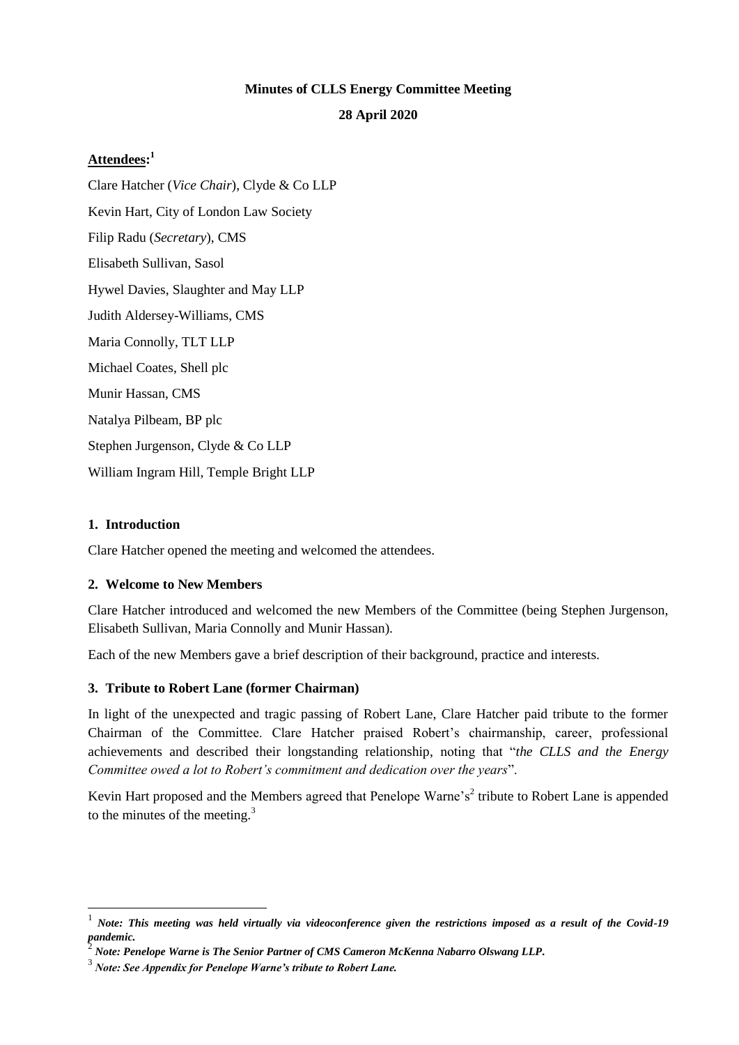**Minutes of CLLS Energy Committee Meeting**

**28 April 2020**

**Attendees:**[1]

Clare Hatcher (*Vice Chair*), Clyde & Co LLP

Kevin Hart, City of London Law Society

Filip Radu (*Secretary*), CMS

Elisabeth Sullivan, Sasol

Hywel Davies, Slaughter and May LLP

Judith Aldersey-Williams, CMS

Maria Connolly, TLT LLP

Michael Coates, Shell plc

Munir Hassan, CMS

Natalya Pilbeam, BP plc

Stephen Jurgenson, Clyde & Co LLP

William Ingram Hill, Temple Bright LLP

## 1. Introduction

Clare Hatcher opened the meeting and welcomed the attendees.

## 2. Welcome to New Members

Clare Hatcher introduced and welcomed the new Members of the Committee (being Stephen Jurgenson, Elisabeth Sullivan, Maria Connolly and Munir Hassan).

Each of the new Members gave a brief description of their background, practice and interests.

## 3. Tribute to Robert Lane (former Chairman)

In light of the unexpected and tragic passing of Robert Lane, Clare Hatcher paid tribute to the former Chairman of the Committee. Clare Hatcher praised Robert's chairmanship, career, professional achievements and described their longstanding relationship, noting that "*the CLLS and the Energy Committee owed a lot to Robert's commitment and dedication over the years*".

Kevin Hart proposed and the Members agreed that Penelope Warne's[2] tribute to Robert Lane is appended to the minutes of the meeting.[3]

---

[1] ***Note: This meeting was held virtually via videoconference given the restrictions imposed as a result of the Covid-19 pandemic.***

[2] ***Note: Penelope Warne is The Senior Partner of CMS Cameron McKenna Nabarro Olswang LLP.***

[3] ***Note: See Appendix for Penelope Warne's tribute to Robert Lane.***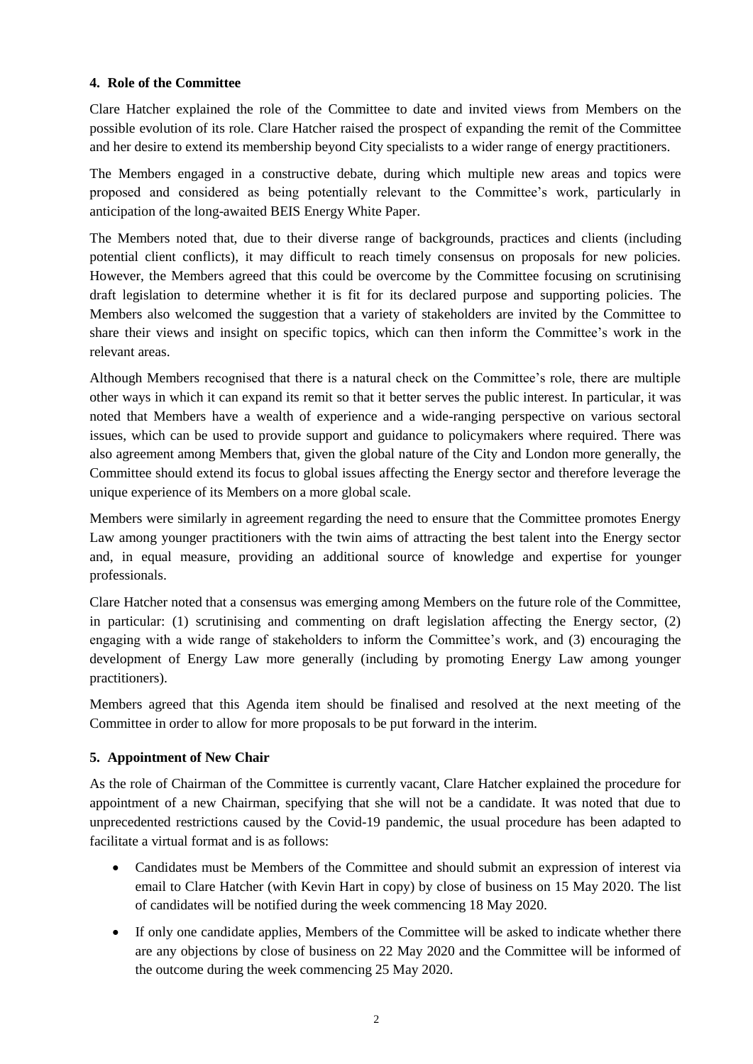#### 4. Role of the Committee

Clare Hatcher explained the role of the Committee to date and invited views from Members on the possible evolution of its role. Clare Hatcher raised the prospect of expanding the remit of the Committee and her desire to extend its membership beyond City specialists to a wider range of energy practitioners.

The Members engaged in a constructive debate, during which multiple new areas and topics were proposed and considered as being potentially relevant to the Committee's work, particularly in anticipation of the long-awaited BEIS Energy White Paper.

The Members noted that, due to their diverse range of backgrounds, practices and clients (including potential client conflicts), it may difficult to reach timely consensus on proposals for new policies. However, the Members agreed that this could be overcome by the Committee focusing on scrutinising draft legislation to determine whether it is fit for its declared purpose and supporting policies. The Members also welcomed the suggestion that a variety of stakeholders are invited by the Committee to share their views and insight on specific topics, which can then inform the Committee's work in the relevant areas.

Although Members recognised that there is a natural check on the Committee's role, there are multiple other ways in which it can expand its remit so that it better serves the public interest. In particular, it was noted that Members have a wealth of experience and a wide-ranging perspective on various sectoral issues, which can be used to provide support and guidance to policymakers where required. There was also agreement among Members that, given the global nature of the City and London more generally, the Committee should extend its focus to global issues affecting the Energy sector and therefore leverage the unique experience of its Members on a more global scale.

Members were similarly in agreement regarding the need to ensure that the Committee promotes Energy Law among younger practitioners with the twin aims of attracting the best talent into the Energy sector and, in equal measure, providing an additional source of knowledge and expertise for younger professionals.

Clare Hatcher noted that a consensus was emerging among Members on the future role of the Committee, in particular: (1) scrutinising and commenting on draft legislation affecting the Energy sector, (2) engaging with a wide range of stakeholders to inform the Committee's work, and (3) encouraging the development of Energy Law more generally (including by promoting Energy Law among younger practitioners).

Members agreed that this Agenda item should be finalised and resolved at the next meeting of the Committee in order to allow for more proposals to be put forward in the interim.

#### 5. Appointment of New Chair

As the role of Chairman of the Committee is currently vacant, Clare Hatcher explained the procedure for appointment of a new Chairman, specifying that she will not be a candidate. It was noted that due to unprecedented restrictions caused by the Covid-19 pandemic, the usual procedure has been adapted to facilitate a virtual format and is as follows:

- Candidates must be Members of the Committee and should submit an expression of interest via email to Clare Hatcher (with Kevin Hart in copy) by close of business on 15 May 2020. The list of candidates will be notified during the week commencing 18 May 2020.
- If only one candidate applies, Members of the Committee will be asked to indicate whether there are any objections by close of business on 22 May 2020 and the Committee will be informed of the outcome during the week commencing 25 May 2020.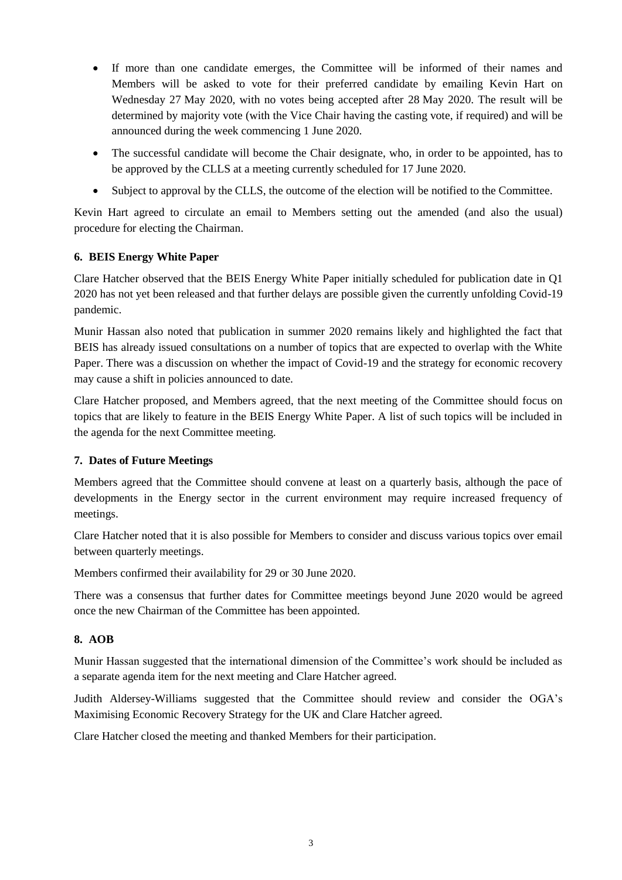- If more than one candidate emerges, the Committee will be informed of their names and Members will be asked to vote for their preferred candidate by emailing Kevin Hart on Wednesday 27 May 2020, with no votes being accepted after 28 May 2020. The result will be determined by majority vote (with the Vice Chair having the casting vote, if required) and will be announced during the week commencing 1 June 2020.
- The successful candidate will become the Chair designate, who, in order to be appointed, has to be approved by the CLLS at a meeting currently scheduled for 17 June 2020.
- Subject to approval by the CLLS, the outcome of the election will be notified to the Committee.

Kevin Hart agreed to circulate an email to Members setting out the amended (and also the usual) procedure for electing the Chairman.

## 6. BEIS Energy White Paper

Clare Hatcher observed that the BEIS Energy White Paper initially scheduled for publication date in Q1 2020 has not yet been released and that further delays are possible given the currently unfolding Covid-19 pandemic.

Munir Hassan also noted that publication in summer 2020 remains likely and highlighted the fact that BEIS has already issued consultations on a number of topics that are expected to overlap with the White Paper. There was a discussion on whether the impact of Covid-19 and the strategy for economic recovery may cause a shift in policies announced to date.

Clare Hatcher proposed, and Members agreed, that the next meeting of the Committee should focus on topics that are likely to feature in the BEIS Energy White Paper. A list of such topics will be included in the agenda for the next Committee meeting.

## 7. Dates of Future Meetings

Members agreed that the Committee should convene at least on a quarterly basis, although the pace of developments in the Energy sector in the current environment may require increased frequency of meetings.

Clare Hatcher noted that it is also possible for Members to consider and discuss various topics over email between quarterly meetings.

Members confirmed their availability for 29 or 30 June 2020.

There was a consensus that further dates for Committee meetings beyond June 2020 would be agreed once the new Chairman of the Committee has been appointed.

## 8. AOB

Munir Hassan suggested that the international dimension of the Committee's work should be included as a separate agenda item for the next meeting and Clare Hatcher agreed.

Judith Aldersey-Williams suggested that the Committee should review and consider the OGA's Maximising Economic Recovery Strategy for the UK and Clare Hatcher agreed.

Clare Hatcher closed the meeting and thanked Members for their participation.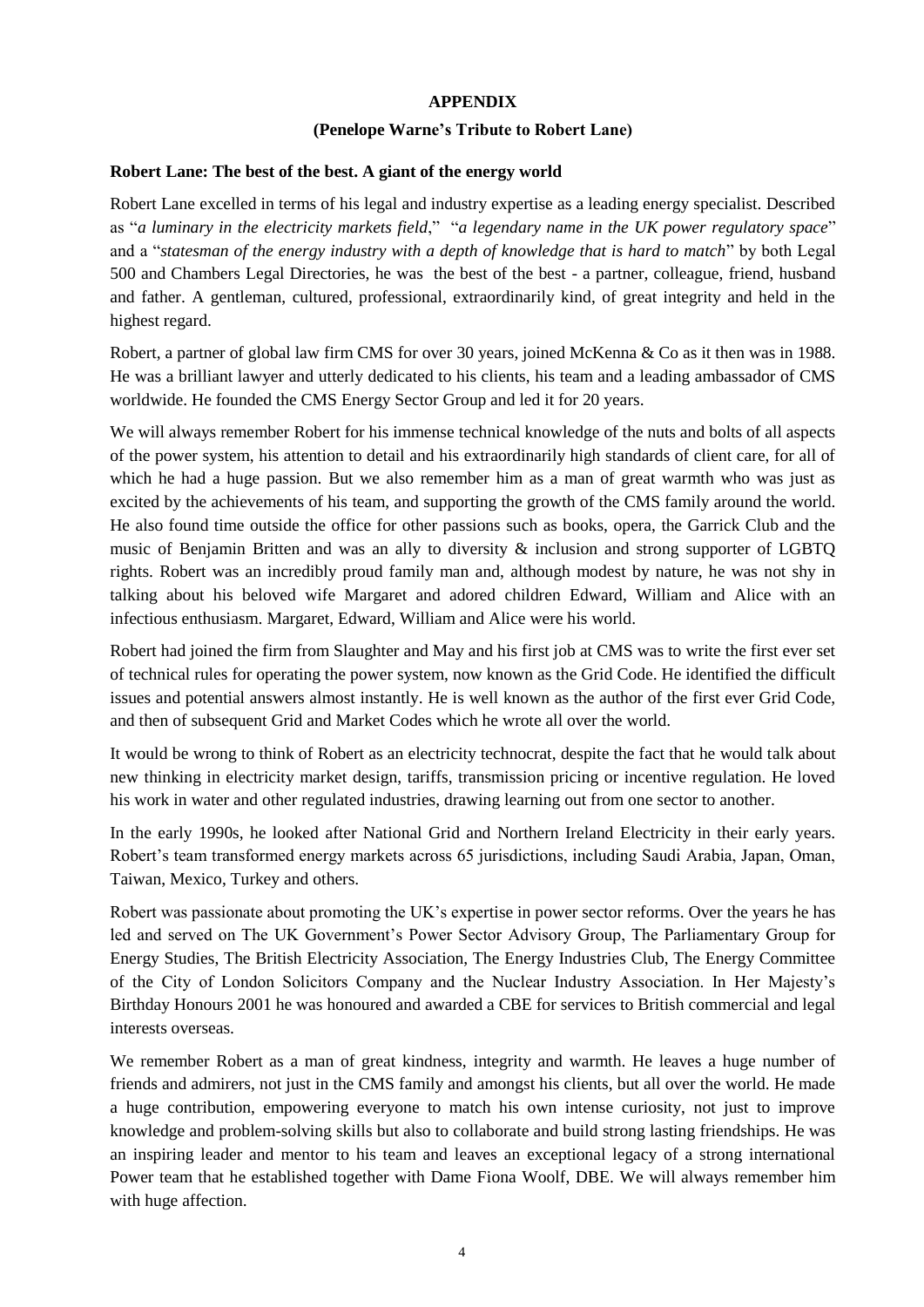# APPENDIX

## (Penelope Warne's Tribute to Robert Lane)

### Robert Lane: The best of the best. A giant of the energy world

Robert Lane excelled in terms of his legal and industry expertise as a leading energy specialist. Described as "*a luminary in the electricity markets field*," "*a legendary name in the UK power regulatory space*" and a "*statesman of the energy industry with a depth of knowledge that is hard to match*" by both Legal 500 and Chambers Legal Directories, he was the best of the best - a partner, colleague, friend, husband and father. A gentleman, cultured, professional, extraordinarily kind, of great integrity and held in the highest regard.

Robert, a partner of global law firm CMS for over 30 years, joined McKenna & Co as it then was in 1988. He was a brilliant lawyer and utterly dedicated to his clients, his team and a leading ambassador of CMS worldwide. He founded the CMS Energy Sector Group and led it for 20 years.

We will always remember Robert for his immense technical knowledge of the nuts and bolts of all aspects of the power system, his attention to detail and his extraordinarily high standards of client care, for all of which he had a huge passion. But we also remember him as a man of great warmth who was just as excited by the achievements of his team, and supporting the growth of the CMS family around the world. He also found time outside the office for other passions such as books, opera, the Garrick Club and the music of Benjamin Britten and was an ally to diversity & inclusion and strong supporter of LGBTQ rights. Robert was an incredibly proud family man and, although modest by nature, he was not shy in talking about his beloved wife Margaret and adored children Edward, William and Alice with an infectious enthusiasm. Margaret, Edward, William and Alice were his world.

Robert had joined the firm from Slaughter and May and his first job at CMS was to write the first ever set of technical rules for operating the power system, now known as the Grid Code. He identified the difficult issues and potential answers almost instantly. He is well known as the author of the first ever Grid Code, and then of subsequent Grid and Market Codes which he wrote all over the world.

It would be wrong to think of Robert as an electricity technocrat, despite the fact that he would talk about new thinking in electricity market design, tariffs, transmission pricing or incentive regulation. He loved his work in water and other regulated industries, drawing learning out from one sector to another.

In the early 1990s, he looked after National Grid and Northern Ireland Electricity in their early years. Robert's team transformed energy markets across 65 jurisdictions, including Saudi Arabia, Japan, Oman, Taiwan, Mexico, Turkey and others.

Robert was passionate about promoting the UK's expertise in power sector reforms. Over the years he has led and served on The UK Government's Power Sector Advisory Group, The Parliamentary Group for Energy Studies, The British Electricity Association, The Energy Industries Club, The Energy Committee of the City of London Solicitors Company and the Nuclear Industry Association. In Her Majesty's Birthday Honours 2001 he was honoured and awarded a CBE for services to British commercial and legal interests overseas.

We remember Robert as a man of great kindness, integrity and warmth. He leaves a huge number of friends and admirers, not just in the CMS family and amongst his clients, but all over the world. He made a huge contribution, empowering everyone to match his own intense curiosity, not just to improve knowledge and problem-solving skills but also to collaborate and build strong lasting friendships. He was an inspiring leader and mentor to his team and leaves an exceptional legacy of a strong international Power team that he established together with Dame Fiona Woolf, DBE. We will always remember him with huge affection.